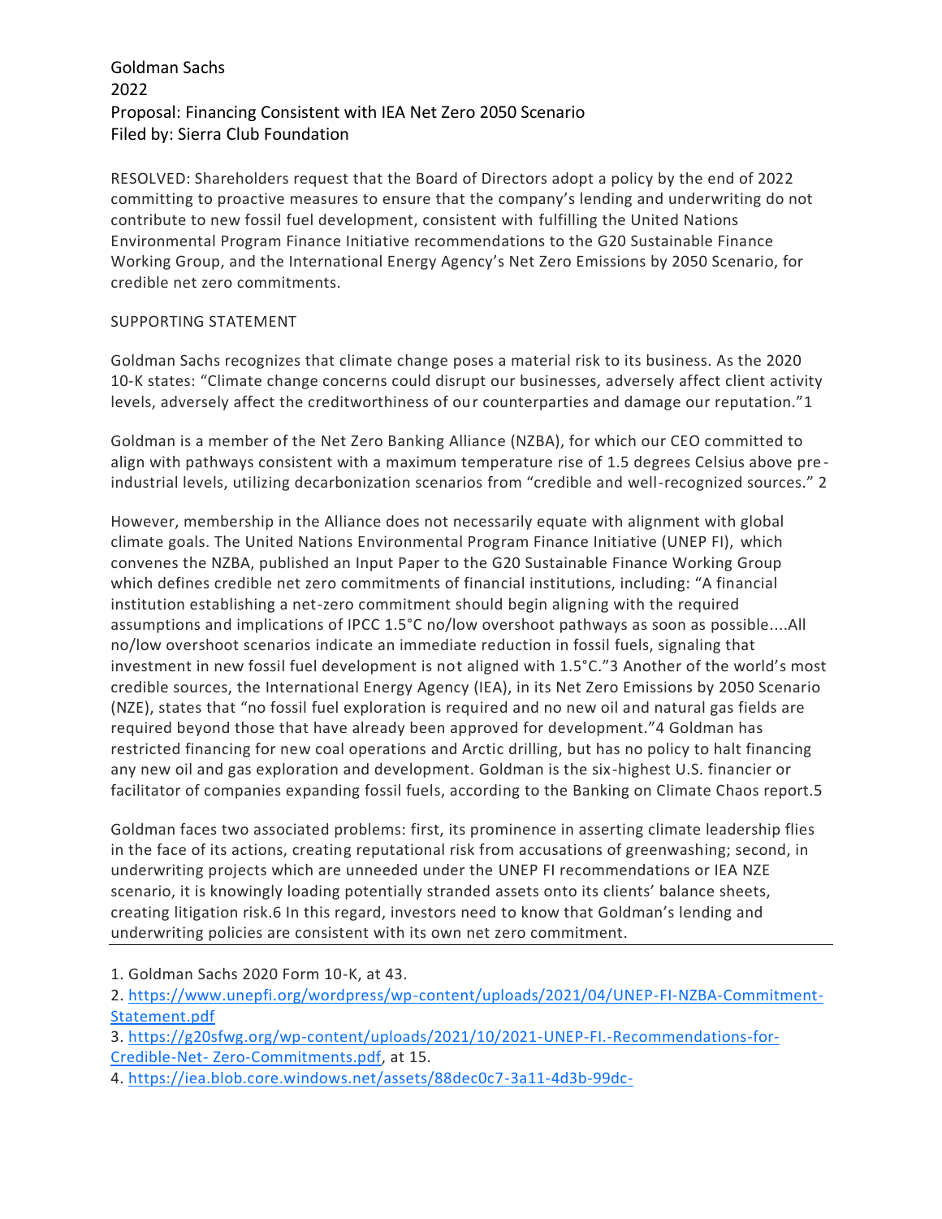Goldman Sachs
2022
Proposal: Financing Consistent with IEA Net Zero 2050 Scenario
Filed by: Sierra Club Foundation

RESOLVED: Shareholders request that the Board of Directors adopt a policy by the end of 2022 committing to proactive measures to ensure that the company's lending and underwriting do not contribute to new fossil fuel development, consistent with fulfilling the United Nations Environmental Program Finance Initiative recommendations to the G20 Sustainable Finance Working Group, and the International Energy Agency's Net Zero Emissions by 2050 Scenario, for credible net zero commitments.

SUPPORTING STATEMENT

Goldman Sachs recognizes that climate change poses a material risk to its business. As the 2020 10-K states: "Climate change concerns could disrupt our businesses, adversely affect client activity levels, adversely affect the creditworthiness of our counterparties and damage our reputation."1

Goldman is a member of the Net Zero Banking Alliance (NZBA), for which our CEO committed to align with pathways consistent with a maximum temperature rise of 1.5 degrees Celsius above pre-industrial levels, utilizing decarbonization scenarios from "credible and well-recognized sources." 2

However, membership in the Alliance does not necessarily equate with alignment with global climate goals. The United Nations Environmental Program Finance Initiative (UNEP FI), which convenes the NZBA, published an Input Paper to the G20 Sustainable Finance Working Group which defines credible net zero commitments of financial institutions, including: "A financial institution establishing a net-zero commitment should begin aligning with the required assumptions and implications of IPCC 1.5°C no/low overshoot pathways as soon as possible....All no/low overshoot scenarios indicate an immediate reduction in fossil fuels, signaling that investment in new fossil fuel development is not aligned with 1.5°C."3 Another of the world's most credible sources, the International Energy Agency (IEA), in its Net Zero Emissions by 2050 Scenario (NZE), states that "no fossil fuel exploration is required and no new oil and natural gas fields are required beyond those that have already been approved for development."4 Goldman has restricted financing for new coal operations and Arctic drilling, but has no policy to halt financing any new oil and gas exploration and development. Goldman is the six-highest U.S. financier or facilitator of companies expanding fossil fuels, according to the Banking on Climate Chaos report.5

Goldman faces two associated problems: first, its prominence in asserting climate leadership flies in the face of its actions, creating reputational risk from accusations of greenwashing; second, in underwriting projects which are unneeded under the UNEP FI recommendations or IEA NZE scenario, it is knowingly loading potentially stranded assets onto its clients' balance sheets, creating litigation risk.6 In this regard, investors need to know that Goldman's lending and underwriting policies are consistent with its own net zero commitment.

---

1. Goldman Sachs 2020 Form 10-K, at 43.
2. https://www.unepfi.org/wordpress/wp-content/uploads/2021/04/UNEP-FI-NZBA-Commitment-Statement.pdf
3. https://g20sfwg.org/wp-content/uploads/2021/10/2021-UNEP-FI.-Recommendations-for-Credible-Net- Zero-Commitments.pdf, at 15.
4. https://iea.blob.core.windows.net/assets/88dec0c7-3a11-4d3b-99dc-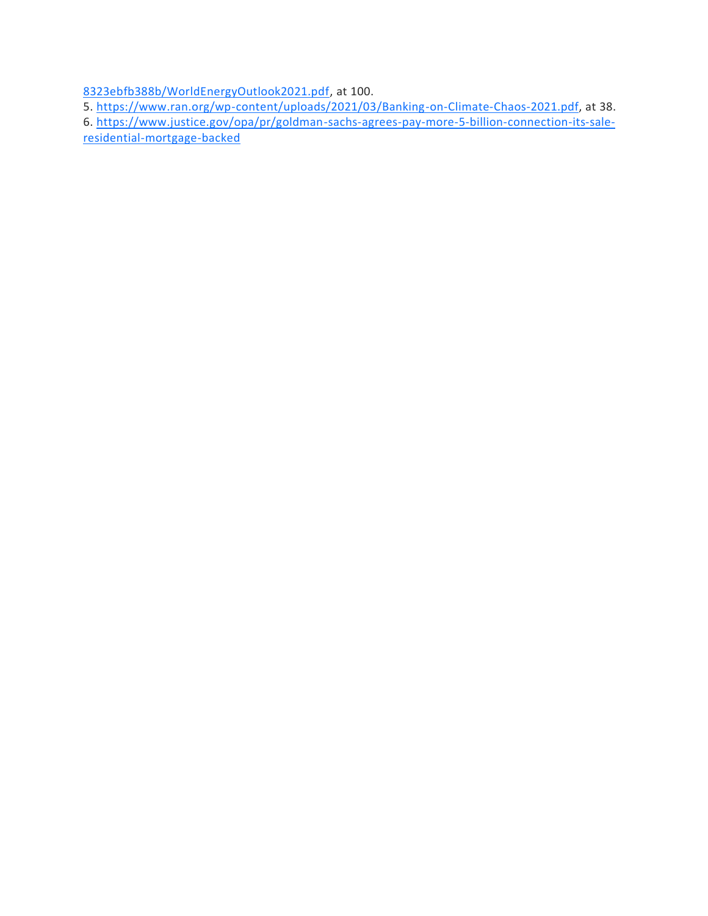8323ebfb388b/WorldEnergyOutlook2021.pdf, at 100.

5. https://www.ran.org/wp-content/uploads/2021/03/Banking-on-Climate-Chaos-2021.pdf, at 38.

6. https://www.justice.gov/opa/pr/goldman-sachs-agrees-pay-more-5-billion-connection-its-sale-residential-mortgage-backed